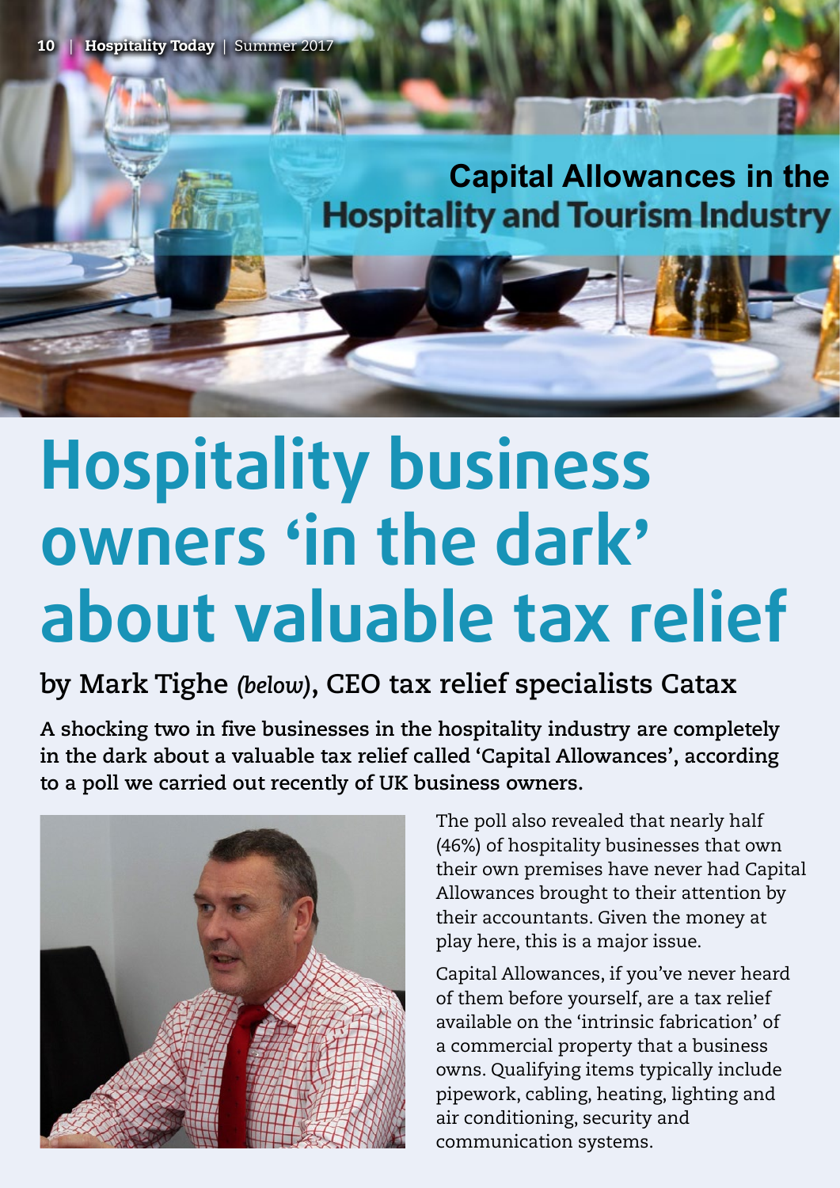## Capital Allowances in the Hospitality and Tourism Industry

# Hospitality business owners 'in the dark' about valuable tax relief

### by Mark Tighe *(below)*, CEO tax relief specialists Catax

**A shocking two in five businesses in the hospitality industry are completely in the dark about a valuable tax relief called 'Capital Allowances', according to a poll we carried out recently of UK business owners.**

The poll also revealed that nearly half (46%) of hospitality businesses that own their own premises have never had Capital Allowances brought to their attention by their accountants. Given the money at play here, this is a major issue.

Capital Allowances, if you've never heard of them before yourself, are a tax relief available on the 'intrinsic fabrication' of a commercial property that a business owns. Qualifying items typically include pipework, cabling, heating, lighting and air conditioning, security and communication systems.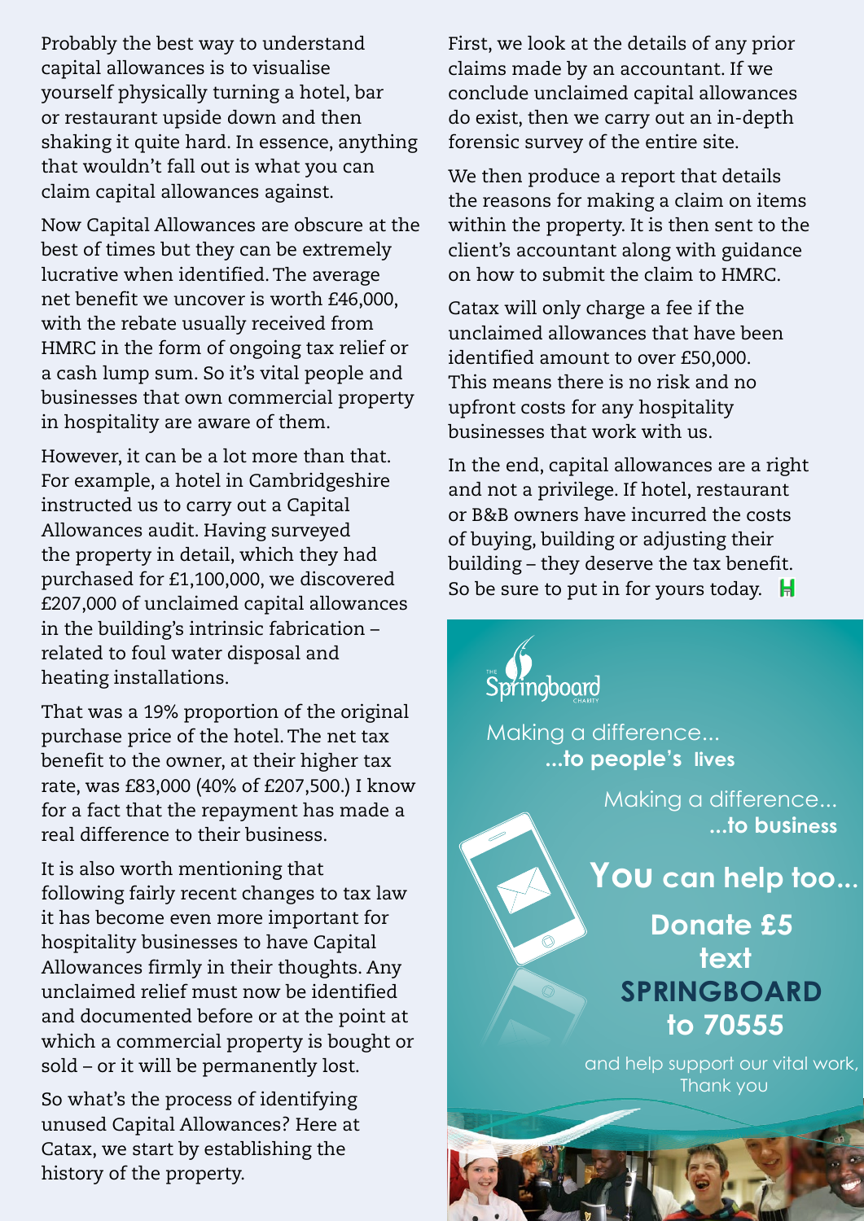Probably the best way to understand capital allowances is to visualise yourself physically turning a hotel, bar or restaurant upside down and then shaking it quite hard. In essence, anything that wouldn't fall out is what you can claim capital allowances against.

Now Capital Allowances are obscure at the best of times but they can be extremely lucrative when identified. The average net benefit we uncover is worth £46,000, with the rebate usually received from HMRC in the form of ongoing tax relief or a cash lump sum. So it's vital people and businesses that own commercial property in hospitality are aware of them.

However, it can be a lot more than that. For example, a hotel in Cambridgeshire instructed us to carry out a Capital Allowances audit. Having surveyed the property in detail, which they had purchased for £1,100,000, we discovered £207,000 of unclaimed capital allowances in the building's intrinsic fabrication – related to foul water disposal and heating installations.

That was a 19% proportion of the original purchase price of the hotel. The net tax benefit to the owner, at their higher tax rate, was £83,000 (40% of £207,500.) I know for a fact that the repayment has made a real difference to their business.

It is also worth mentioning that following fairly recent changes to tax law it has become even more important for hospitality businesses to have Capital Allowances firmly in their thoughts. Any unclaimed relief must now be identified and documented before or at the point at which a commercial property is bought or sold – or it will be permanently lost.

So what's the process of identifying unused Capital Allowances? Here at Catax, we start by establishing the history of the property.

First, we look at the details of any prior claims made by an accountant. If we conclude unclaimed capital allowances do exist, then we carry out an in-depth forensic survey of the entire site.

We then produce a report that details the reasons for making a claim on items within the property. It is then sent to the client's accountant along with guidance on how to submit the claim to HMRC.

Catax will only charge a fee if the unclaimed allowances that have been identified amount to over £50,000. This means there is no risk and no upfront costs for any hospitality businesses that work with us.

In the end, capital allowances are a right and not a privilege. If hotel, restaurant or B&B owners have incurred the costs of buying, building or adjusting their building – they deserve the tax benefit. So be sure to put in for yours today.

The Springboard Charity

Making a difference...
**...to people's lives**

Making a difference...
**...to business**

**You can help too...**

**Donate £5 text SPRINGBOARD to 70555**

and help support our vital work,
Thank you